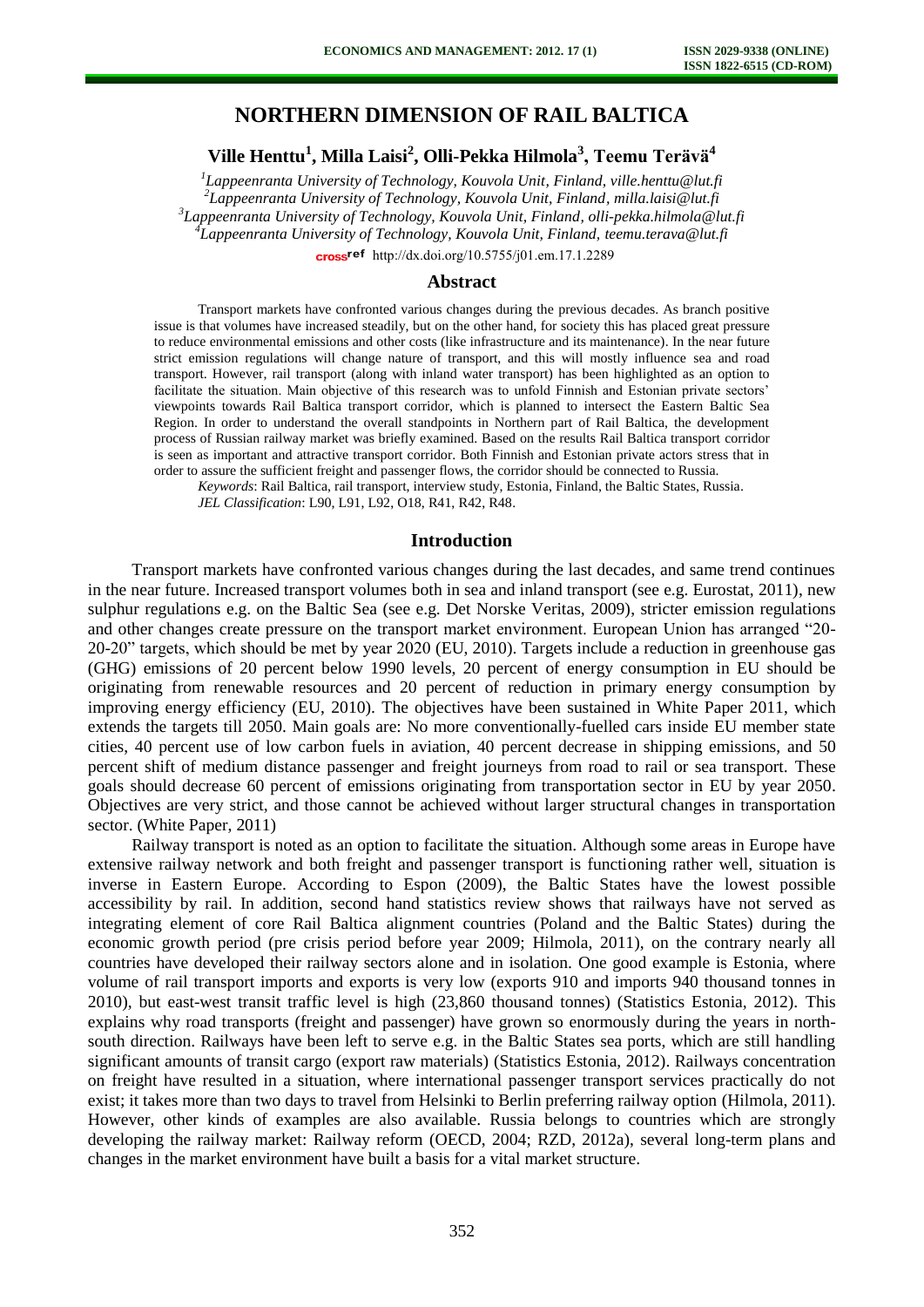# NORTHERN DIMENSION OF RAIL BALTICA

**Ville Henttu[1], Milla Laisi[2], Olli-Pekka Hilmola[3], Teemu Terävä[4]**

*[1]Lappeenranta University of Technology, Kouvola Unit, Finland, ville.henttu@lut.fi*
*[2]Lappeenranta University of Technology, Kouvola Unit, Finland, milla.laisi@lut.fi*
*[3]Lappeenranta University of Technology, Kouvola Unit, Finland, olli-pekka.hilmola@lut.fi*
*[4]Lappeenranta University of Technology, Kouvola Unit, Finland, teemu.terava@lut.fi*

crossref http://dx.doi.org/10.5755/j01.em.17.1.2289

## Abstract

Transport markets have confronted various changes during the previous decades. As branch positive issue is that volumes have increased steadily, but on the other hand, for society this has placed great pressure to reduce environmental emissions and other costs (like infrastructure and its maintenance). In the near future strict emission regulations will change nature of transport, and this will mostly influence sea and road transport. However, rail transport (along with inland water transport) has been highlighted as an option to facilitate the situation. Main objective of this research was to unfold Finnish and Estonian private sectors' viewpoints towards Rail Baltica transport corridor, which is planned to intersect the Eastern Baltic Sea Region. In order to understand the overall standpoints in Northern part of Rail Baltica, the development process of Russian railway market was briefly examined. Based on the results Rail Baltica transport corridor is seen as important and attractive transport corridor. Both Finnish and Estonian private actors stress that in order to assure the sufficient freight and passenger flows, the corridor should be connected to Russia.

*Keywords*: Rail Baltica, rail transport, interview study, Estonia, Finland, the Baltic States, Russia.
*JEL Classification*: L90, L91, L92, O18, R41, R42, R48.

## Introduction

Transport markets have confronted various changes during the last decades, and same trend continues in the near future. Increased transport volumes both in sea and inland transport (see e.g. Eurostat, 2011), new sulphur regulations e.g. on the Baltic Sea (see e.g. Det Norske Veritas, 2009), stricter emission regulations and other changes create pressure on the transport market environment. European Union has arranged "20-20-20" targets, which should be met by year 2020 (EU, 2010). Targets include a reduction in greenhouse gas (GHG) emissions of 20 percent below 1990 levels, 20 percent of energy consumption in EU should be originating from renewable resources and 20 percent of reduction in primary energy consumption by improving energy efficiency (EU, 2010). The objectives have been sustained in White Paper 2011, which extends the targets till 2050. Main goals are: No more conventionally-fuelled cars inside EU member state cities, 40 percent use of low carbon fuels in aviation, 40 percent decrease in shipping emissions, and 50 percent shift of medium distance passenger and freight journeys from road to rail or sea transport. These goals should decrease 60 percent of emissions originating from transportation sector in EU by year 2050. Objectives are very strict, and those cannot be achieved without larger structural changes in transportation sector. (White Paper, 2011)

Railway transport is noted as an option to facilitate the situation. Although some areas in Europe have extensive railway network and both freight and passenger transport is functioning rather well, situation is inverse in Eastern Europe. According to Espon (2009), the Baltic States have the lowest possible accessibility by rail. In addition, second hand statistics review shows that railways have not served as integrating element of core Rail Baltica alignment countries (Poland and the Baltic States) during the economic growth period (pre crisis period before year 2009; Hilmola, 2011), on the contrary nearly all countries have developed their railway sectors alone and in isolation. One good example is Estonia, where volume of rail transport imports and exports is very low (exports 910 and imports 940 thousand tonnes in 2010), but east-west transit traffic level is high (23,860 thousand tonnes) (Statistics Estonia, 2012). This explains why road transports (freight and passenger) have grown so enormously during the years in north-south direction. Railways have been left to serve e.g. in the Baltic States sea ports, which are still handling significant amounts of transit cargo (export raw materials) (Statistics Estonia, 2012). Railways concentration on freight have resulted in a situation, where international passenger transport services practically do not exist; it takes more than two days to travel from Helsinki to Berlin preferring railway option (Hilmola, 2011). However, other kinds of examples are also available. Russia belongs to countries which are strongly developing the railway market: Railway reform (OECD, 2004; RZD, 2012a), several long-term plans and changes in the market environment have built a basis for a vital market structure.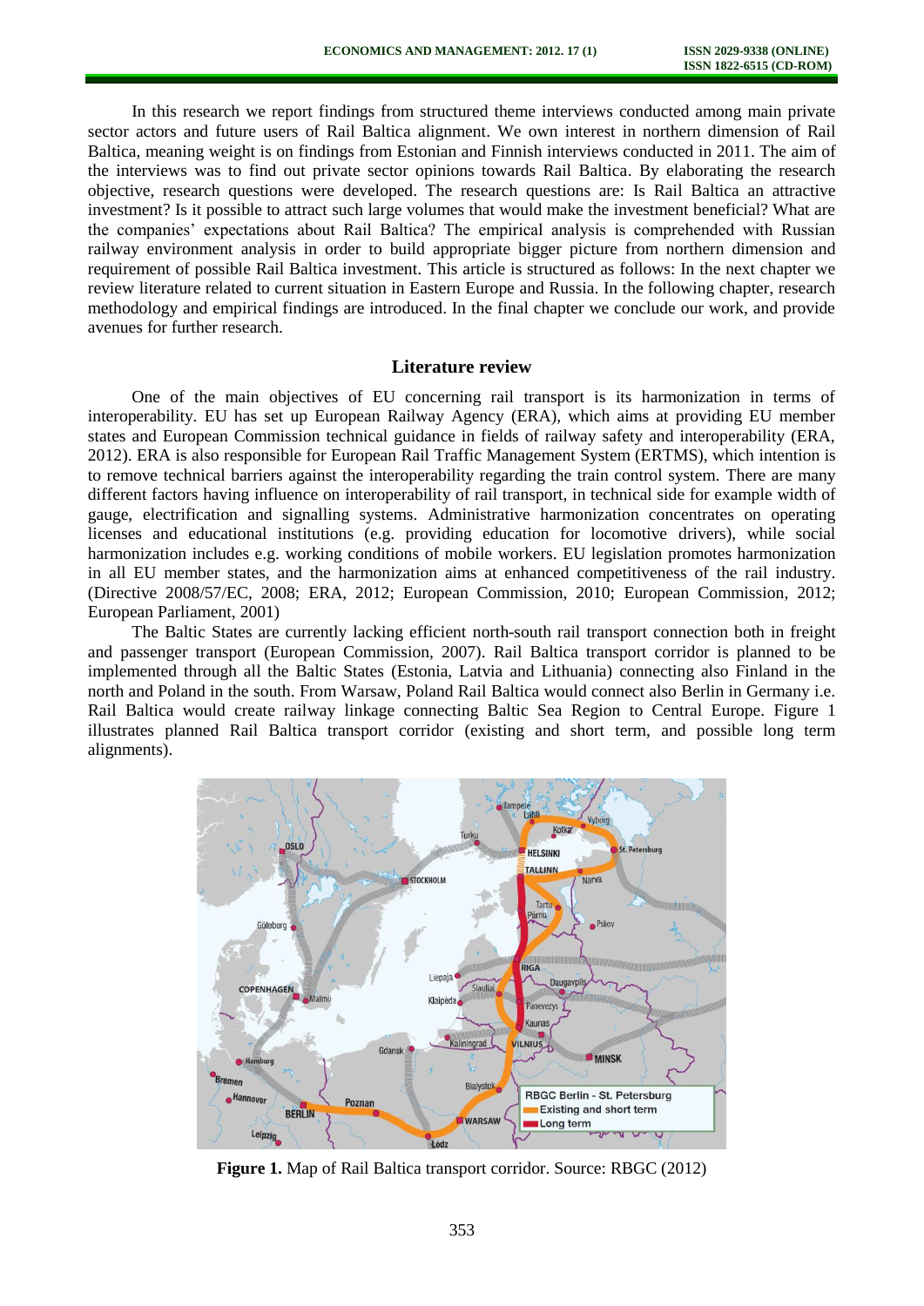In this research we report findings from structured theme interviews conducted among main private sector actors and future users of Rail Baltica alignment. We own interest in northern dimension of Rail Baltica, meaning weight is on findings from Estonian and Finnish interviews conducted in 2011. The aim of the interviews was to find out private sector opinions towards Rail Baltica. By elaborating the research objective, research questions were developed. The research questions are: Is Rail Baltica an attractive investment? Is it possible to attract such large volumes that would make the investment beneficial? What are the companies' expectations about Rail Baltica? The empirical analysis is comprehended with Russian railway environment analysis in order to build appropriate bigger picture from northern dimension and requirement of possible Rail Baltica investment. This article is structured as follows: In the next chapter we review literature related to current situation in Eastern Europe and Russia. In the following chapter, research methodology and empirical findings are introduced. In the final chapter we conclude our work, and provide avenues for further research.

## Literature review

One of the main objectives of EU concerning rail transport is its harmonization in terms of interoperability. EU has set up European Railway Agency (ERA), which aims at providing EU member states and European Commission technical guidance in fields of railway safety and interoperability (ERA, 2012). ERA is also responsible for European Rail Traffic Management System (ERTMS), which intention is to remove technical barriers against the interoperability regarding the train control system. There are many different factors having influence on interoperability of rail transport, in technical side for example width of gauge, electrification and signalling systems. Administrative harmonization concentrates on operating licenses and educational institutions (e.g. providing education for locomotive drivers), while social harmonization includes e.g. working conditions of mobile workers. EU legislation promotes harmonization in all EU member states, and the harmonization aims at enhanced competitiveness of the rail industry. (Directive 2008/57/EC, 2008; ERA, 2012; European Commission, 2010; European Commission, 2012; European Parliament, 2001)

The Baltic States are currently lacking efficient north-south rail transport connection both in freight and passenger transport (European Commission, 2007). Rail Baltica transport corridor is planned to be implemented through all the Baltic States (Estonia, Latvia and Lithuania) connecting also Finland in the north and Poland in the south. From Warsaw, Poland Rail Baltica would connect also Berlin in Germany i.e. Rail Baltica would create railway linkage connecting Baltic Sea Region to Central Europe. Figure 1 illustrates planned Rail Baltica transport corridor (existing and short term, and possible long term alignments).

**Figure 1.** Map of Rail Baltica transport corridor. Source: RBGC (2012)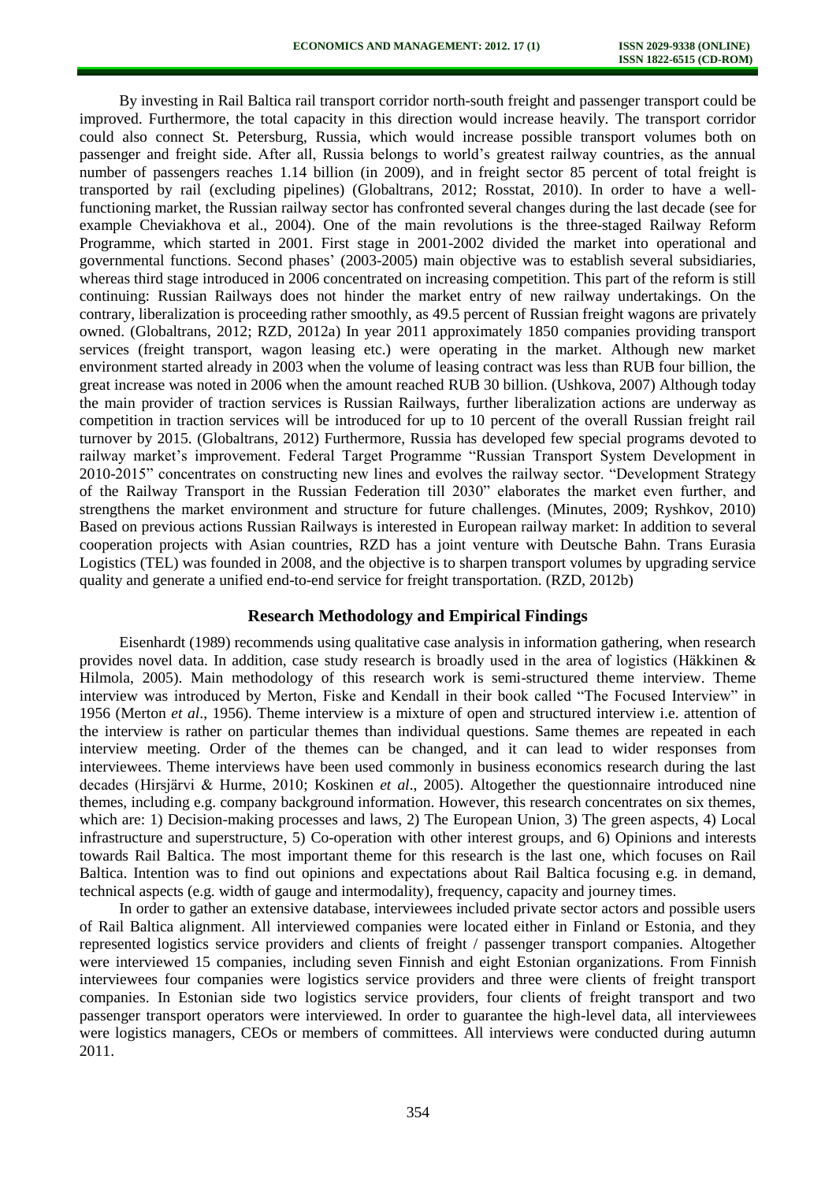By investing in Rail Baltica rail transport corridor north-south freight and passenger transport could be improved. Furthermore, the total capacity in this direction would increase heavily. The transport corridor could also connect St. Petersburg, Russia, which would increase possible transport volumes both on passenger and freight side. After all, Russia belongs to world's greatest railway countries, as the annual number of passengers reaches 1.14 billion (in 2009), and in freight sector 85 percent of total freight is transported by rail (excluding pipelines) (Globaltrans, 2012; Rosstat, 2010). In order to have a well-functioning market, the Russian railway sector has confronted several changes during the last decade (see for example Cheviakhova et al., 2004). One of the main revolutions is the three-staged Railway Reform Programme, which started in 2001. First stage in 2001-2002 divided the market into operational and governmental functions. Second phases' (2003-2005) main objective was to establish several subsidiaries, whereas third stage introduced in 2006 concentrated on increasing competition. This part of the reform is still continuing: Russian Railways does not hinder the market entry of new railway undertakings. On the contrary, liberalization is proceeding rather smoothly, as 49.5 percent of Russian freight wagons are privately owned. (Globaltrans, 2012; RZD, 2012a) In year 2011 approximately 1850 companies providing transport services (freight transport, wagon leasing etc.) were operating in the market. Although new market environment started already in 2003 when the volume of leasing contract was less than RUB four billion, the great increase was noted in 2006 when the amount reached RUB 30 billion. (Ushkova, 2007) Although today the main provider of traction services is Russian Railways, further liberalization actions are underway as competition in traction services will be introduced for up to 10 percent of the overall Russian freight rail turnover by 2015. (Globaltrans, 2012) Furthermore, Russia has developed few special programs devoted to railway market's improvement. Federal Target Programme "Russian Transport System Development in 2010-2015" concentrates on constructing new lines and evolves the railway sector. "Development Strategy of the Railway Transport in the Russian Federation till 2030" elaborates the market even further, and strengthens the market environment and structure for future challenges. (Minutes, 2009; Ryshkov, 2010) Based on previous actions Russian Railways is interested in European railway market: In addition to several cooperation projects with Asian countries, RZD has a joint venture with Deutsche Bahn. Trans Eurasia Logistics (TEL) was founded in 2008, and the objective is to sharpen transport volumes by upgrading service quality and generate a unified end-to-end service for freight transportation. (RZD, 2012b)

## Research Methodology and Empirical Findings

Eisenhardt (1989) recommends using qualitative case analysis in information gathering, when research provides novel data. In addition, case study research is broadly used in the area of logistics (Häkkinen & Hilmola, 2005). Main methodology of this research work is semi-structured theme interview. Theme interview was introduced by Merton, Fiske and Kendall in their book called "The Focused Interview" in 1956 (Merton *et al*., 1956). Theme interview is a mixture of open and structured interview i.e. attention of the interview is rather on particular themes than individual questions. Same themes are repeated in each interview meeting. Order of the themes can be changed, and it can lead to wider responses from interviewees. Theme interviews have been used commonly in business economics research during the last decades (Hirsjärvi & Hurme, 2010; Koskinen *et al*., 2005). Altogether the questionnaire introduced nine themes, including e.g. company background information. However, this research concentrates on six themes, which are: 1) Decision-making processes and laws, 2) The European Union, 3) The green aspects, 4) Local infrastructure and superstructure, 5) Co-operation with other interest groups, and 6) Opinions and interests towards Rail Baltica. The most important theme for this research is the last one, which focuses on Rail Baltica. Intention was to find out opinions and expectations about Rail Baltica focusing e.g. in demand, technical aspects (e.g. width of gauge and intermodality), frequency, capacity and journey times.

In order to gather an extensive database, interviewees included private sector actors and possible users of Rail Baltica alignment. All interviewed companies were located either in Finland or Estonia, and they represented logistics service providers and clients of freight / passenger transport companies. Altogether were interviewed 15 companies, including seven Finnish and eight Estonian organizations. From Finnish interviewees four companies were logistics service providers and three were clients of freight transport companies. In Estonian side two logistics service providers, four clients of freight transport and two passenger transport operators were interviewed. In order to guarantee the high-level data, all interviewees were logistics managers, CEOs or members of committees. All interviews were conducted during autumn 2011.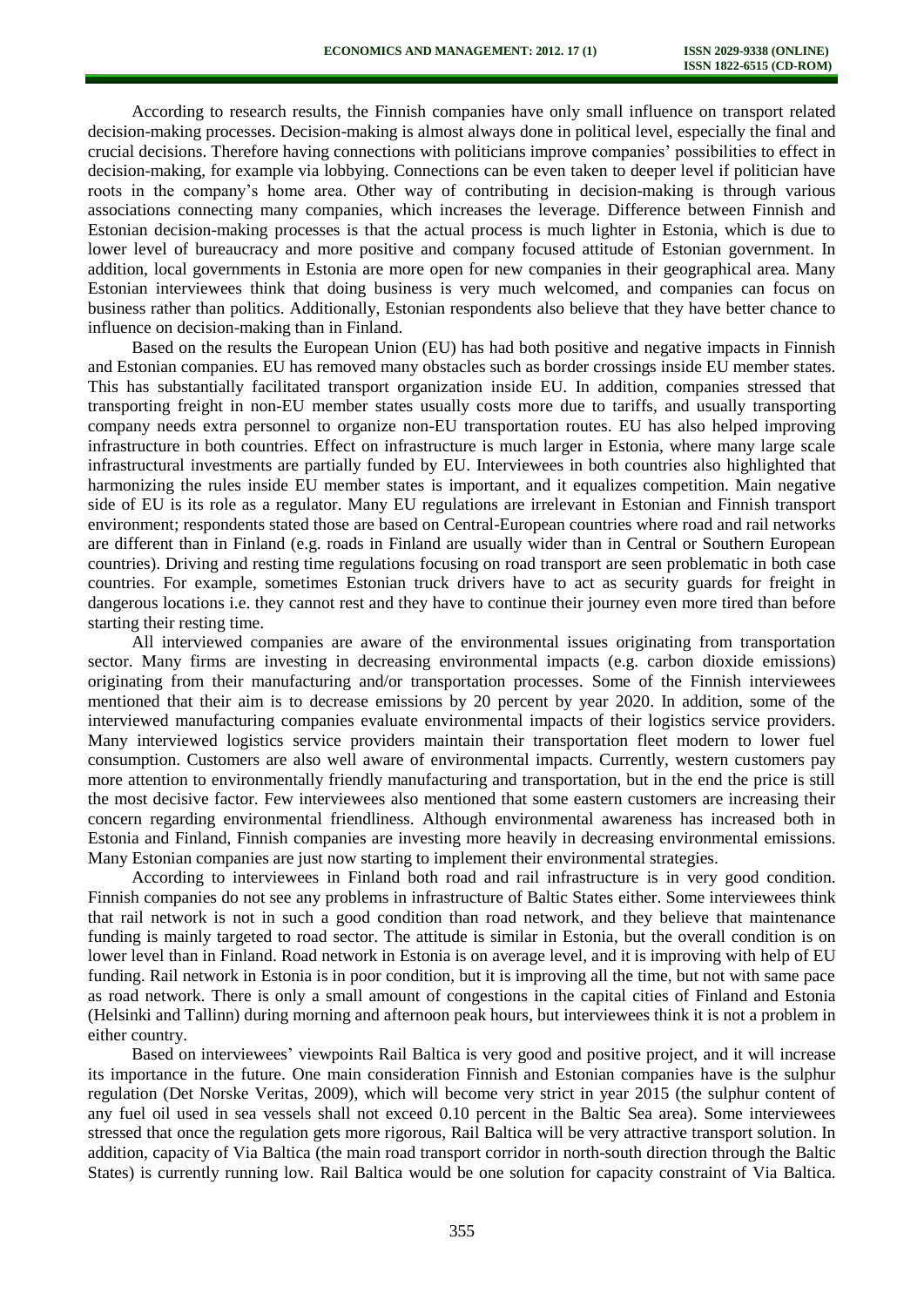According to research results, the Finnish companies have only small influence on transport related decision-making processes. Decision-making is almost always done in political level, especially the final and crucial decisions. Therefore having connections with politicians improve companies' possibilities to effect in decision-making, for example via lobbying. Connections can be even taken to deeper level if politician have roots in the company's home area. Other way of contributing in decision-making is through various associations connecting many companies, which increases the leverage. Difference between Finnish and Estonian decision-making processes is that the actual process is much lighter in Estonia, which is due to lower level of bureaucracy and more positive and company focused attitude of Estonian government. In addition, local governments in Estonia are more open for new companies in their geographical area. Many Estonian interviewees think that doing business is very much welcomed, and companies can focus on business rather than politics. Additionally, Estonian respondents also believe that they have better chance to influence on decision-making than in Finland.

Based on the results the European Union (EU) has had both positive and negative impacts in Finnish and Estonian companies. EU has removed many obstacles such as border crossings inside EU member states. This has substantially facilitated transport organization inside EU. In addition, companies stressed that transporting freight in non-EU member states usually costs more due to tariffs, and usually transporting company needs extra personnel to organize non-EU transportation routes. EU has also helped improving infrastructure in both countries. Effect on infrastructure is much larger in Estonia, where many large scale infrastructural investments are partially funded by EU. Interviewees in both countries also highlighted that harmonizing the rules inside EU member states is important, and it equalizes competition. Main negative side of EU is its role as a regulator. Many EU regulations are irrelevant in Estonian and Finnish transport environment; respondents stated those are based on Central-European countries where road and rail networks are different than in Finland (e.g. roads in Finland are usually wider than in Central or Southern European countries). Driving and resting time regulations focusing on road transport are seen problematic in both case countries. For example, sometimes Estonian truck drivers have to act as security guards for freight in dangerous locations i.e. they cannot rest and they have to continue their journey even more tired than before starting their resting time.

All interviewed companies are aware of the environmental issues originating from transportation sector. Many firms are investing in decreasing environmental impacts (e.g. carbon dioxide emissions) originating from their manufacturing and/or transportation processes. Some of the Finnish interviewees mentioned that their aim is to decrease emissions by 20 percent by year 2020. In addition, some of the interviewed manufacturing companies evaluate environmental impacts of their logistics service providers. Many interviewed logistics service providers maintain their transportation fleet modern to lower fuel consumption. Customers are also well aware of environmental impacts. Currently, western customers pay more attention to environmentally friendly manufacturing and transportation, but in the end the price is still the most decisive factor. Few interviewees also mentioned that some eastern customers are increasing their concern regarding environmental friendliness. Although environmental awareness has increased both in Estonia and Finland, Finnish companies are investing more heavily in decreasing environmental emissions. Many Estonian companies are just now starting to implement their environmental strategies.

According to interviewees in Finland both road and rail infrastructure is in very good condition. Finnish companies do not see any problems in infrastructure of Baltic States either. Some interviewees think that rail network is not in such a good condition than road network, and they believe that maintenance funding is mainly targeted to road sector. The attitude is similar in Estonia, but the overall condition is on lower level than in Finland. Road network in Estonia is on average level, and it is improving with help of EU funding. Rail network in Estonia is in poor condition, but it is improving all the time, but not with same pace as road network. There is only a small amount of congestions in the capital cities of Finland and Estonia (Helsinki and Tallinn) during morning and afternoon peak hours, but interviewees think it is not a problem in either country.

Based on interviewees' viewpoints Rail Baltica is very good and positive project, and it will increase its importance in the future. One main consideration Finnish and Estonian companies have is the sulphur regulation (Det Norske Veritas, 2009), which will become very strict in year 2015 (the sulphur content of any fuel oil used in sea vessels shall not exceed 0.10 percent in the Baltic Sea area). Some interviewees stressed that once the regulation gets more rigorous, Rail Baltica will be very attractive transport solution. In addition, capacity of Via Baltica (the main road transport corridor in north-south direction through the Baltic States) is currently running low. Rail Baltica would be one solution for capacity constraint of Via Baltica.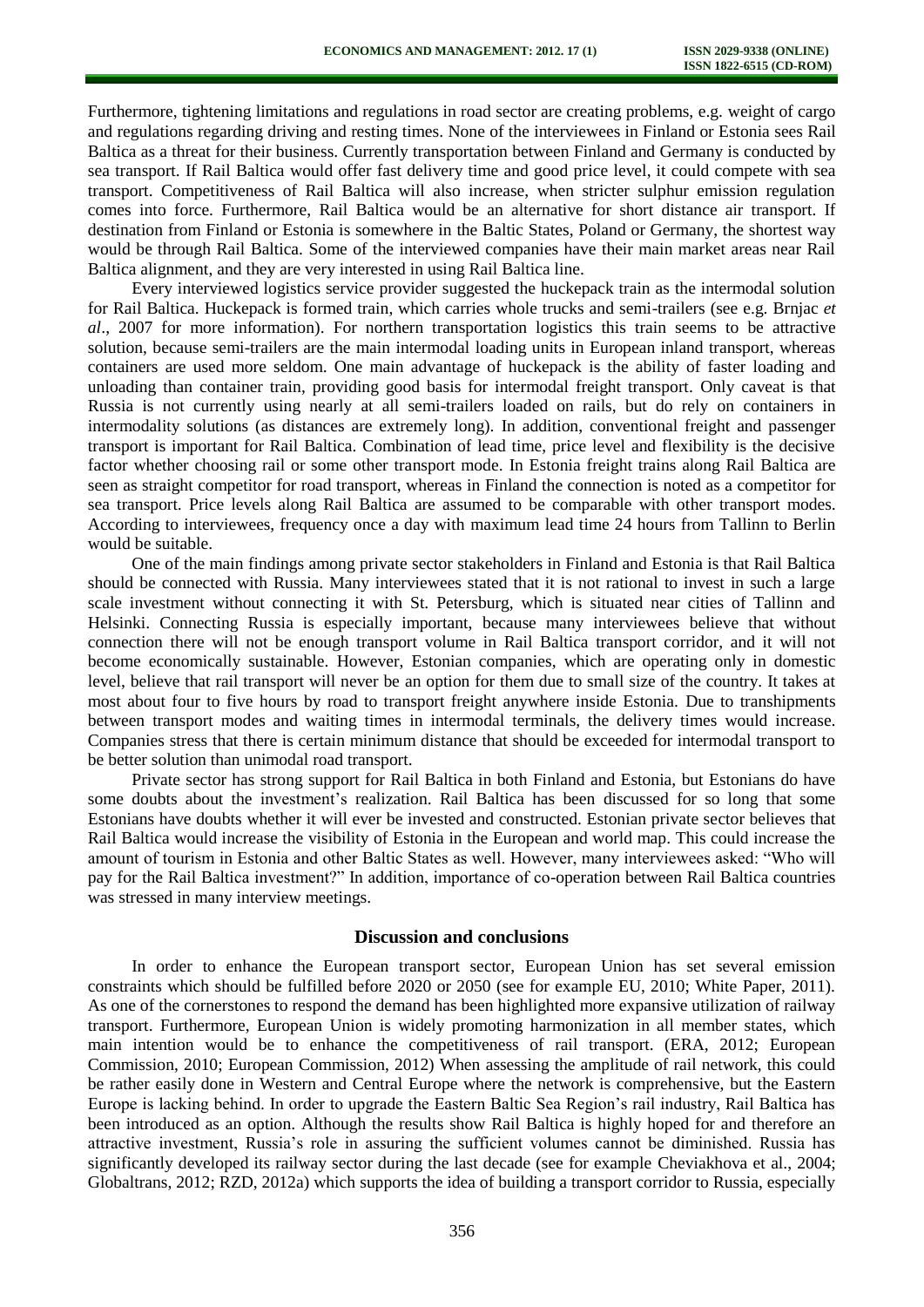Furthermore, tightening limitations and regulations in road sector are creating problems, e.g. weight of cargo and regulations regarding driving and resting times. None of the interviewees in Finland or Estonia sees Rail Baltica as a threat for their business. Currently transportation between Finland and Germany is conducted by sea transport. If Rail Baltica would offer fast delivery time and good price level, it could compete with sea transport. Competitiveness of Rail Baltica will also increase, when stricter sulphur emission regulation comes into force. Furthermore, Rail Baltica would be an alternative for short distance air transport. If destination from Finland or Estonia is somewhere in the Baltic States, Poland or Germany, the shortest way would be through Rail Baltica. Some of the interviewed companies have their main market areas near Rail Baltica alignment, and they are very interested in using Rail Baltica line.

Every interviewed logistics service provider suggested the huckepack train as the intermodal solution for Rail Baltica. Huckepack is formed train, which carries whole trucks and semi-trailers (see e.g. Brnjac *et al*., 2007 for more information). For northern transportation logistics this train seems to be attractive solution, because semi-trailers are the main intermodal loading units in European inland transport, whereas containers are used more seldom. One main advantage of huckepack is the ability of faster loading and unloading than container train, providing good basis for intermodal freight transport. Only caveat is that Russia is not currently using nearly at all semi-trailers loaded on rails, but do rely on containers in intermodality solutions (as distances are extremely long). In addition, conventional freight and passenger transport is important for Rail Baltica. Combination of lead time, price level and flexibility is the decisive factor whether choosing rail or some other transport mode. In Estonia freight trains along Rail Baltica are seen as straight competitor for road transport, whereas in Finland the connection is noted as a competitor for sea transport. Price levels along Rail Baltica are assumed to be comparable with other transport modes. According to interviewees, frequency once a day with maximum lead time 24 hours from Tallinn to Berlin would be suitable.

One of the main findings among private sector stakeholders in Finland and Estonia is that Rail Baltica should be connected with Russia. Many interviewees stated that it is not rational to invest in such a large scale investment without connecting it with St. Petersburg, which is situated near cities of Tallinn and Helsinki. Connecting Russia is especially important, because many interviewees believe that without connection there will not be enough transport volume in Rail Baltica transport corridor, and it will not become economically sustainable. However, Estonian companies, which are operating only in domestic level, believe that rail transport will never be an option for them due to small size of the country. It takes at most about four to five hours by road to transport freight anywhere inside Estonia. Due to transhipments between transport modes and waiting times in intermodal terminals, the delivery times would increase. Companies stress that there is certain minimum distance that should be exceeded for intermodal transport to be better solution than unimodal road transport.

Private sector has strong support for Rail Baltica in both Finland and Estonia, but Estonians do have some doubts about the investment's realization. Rail Baltica has been discussed for so long that some Estonians have doubts whether it will ever be invested and constructed. Estonian private sector believes that Rail Baltica would increase the visibility of Estonia in the European and world map. This could increase the amount of tourism in Estonia and other Baltic States as well. However, many interviewees asked: "Who will pay for the Rail Baltica investment?" In addition, importance of co-operation between Rail Baltica countries was stressed in many interview meetings.

## Discussion and conclusions

In order to enhance the European transport sector, European Union has set several emission constraints which should be fulfilled before 2020 or 2050 (see for example EU, 2010; White Paper, 2011). As one of the cornerstones to respond the demand has been highlighted more expansive utilization of railway transport. Furthermore, European Union is widely promoting harmonization in all member states, which main intention would be to enhance the competitiveness of rail transport. (ERA, 2012; European Commission, 2010; European Commission, 2012) When assessing the amplitude of rail network, this could be rather easily done in Western and Central Europe where the network is comprehensive, but the Eastern Europe is lacking behind. In order to upgrade the Eastern Baltic Sea Region's rail industry, Rail Baltica has been introduced as an option. Although the results show Rail Baltica is highly hoped for and therefore an attractive investment, Russia's role in assuring the sufficient volumes cannot be diminished. Russia has significantly developed its railway sector during the last decade (see for example Cheviakhova et al., 2004; Globaltrans, 2012; RZD, 2012a) which supports the idea of building a transport corridor to Russia, especially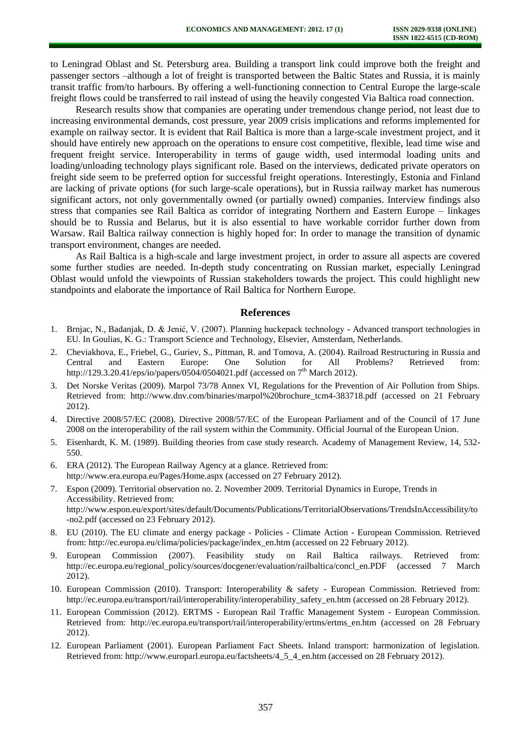to Leningrad Oblast and St. Petersburg area. Building a transport link could improve both the freight and passenger sectors –although a lot of freight is transported between the Baltic States and Russia, it is mainly transit traffic from/to harbours. By offering a well-functioning connection to Central Europe the large-scale freight flows could be transferred to rail instead of using the heavily congested Via Baltica road connection.

Research results show that companies are operating under tremendous change period, not least due to increasing environmental demands, cost pressure, year 2009 crisis implications and reforms implemented for example on railway sector. It is evident that Rail Baltica is more than a large-scale investment project, and it should have entirely new approach on the operations to ensure cost competitive, flexible, lead time wise and frequent freight service. Interoperability in terms of gauge width, used intermodal loading units and loading/unloading technology plays significant role. Based on the interviews, dedicated private operators on freight side seem to be preferred option for successful freight operations. Interestingly, Estonia and Finland are lacking of private options (for such large-scale operations), but in Russia railway market has numerous significant actors, not only governmentally owned (or partially owned) companies. Interview findings also stress that companies see Rail Baltica as corridor of integrating Northern and Eastern Europe – linkages should be to Russia and Belarus, but it is also essential to have workable corridor further down from Warsaw. Rail Baltica railway connection is highly hoped for: In order to manage the transition of dynamic transport environment, changes are needed.

As Rail Baltica is a high-scale and large investment project, in order to assure all aspects are covered some further studies are needed. In-depth study concentrating on Russian market, especially Leningrad Oblast would unfold the viewpoints of Russian stakeholders towards the project. This could highlight new standpoints and elaborate the importance of Rail Baltica for Northern Europe.

## References

1. Brnjac, N., Badanjak, D. & Jenić, V. (2007). Planning huckepack technology - Advanced transport technologies in EU. In Goulias, K. G.: Transport Science and Technology, Elsevier, Amsterdam, Netherlands.
2. Cheviakhova, E., Friebel, G., Guriev, S., Pittman, R. and Tomova, A. (2004). Railroad Restructuring in Russia and Central and Eastern Europe: One Solution for All Problems? Retrieved from: http://129.3.20.41/eps/io/papers/0504/0504021.pdf (accessed on 7th March 2012).
3. Det Norske Veritas (2009). Marpol 73/78 Annex VI, Regulations for the Prevention of Air Pollution from Ships. Retrieved from: http://www.dnv.com/binaries/marpol%20brochure_tcm4-383718.pdf (accessed on 21 February 2012).
4. Directive 2008/57/EC (2008). Directive 2008/57/EC of the European Parliament and of the Council of 17 June 2008 on the interoperability of the rail system within the Community. Official Journal of the European Union.
5. Eisenhardt, K. M. (1989). Building theories from case study research. Academy of Management Review, 14, 532-550.
6. ERA (2012). The European Railway Agency at a glance. Retrieved from: http://www.era.europa.eu/Pages/Home.aspx (accessed on 27 February 2012).
7. Espon (2009). Territorial observation no. 2. November 2009. Territorial Dynamics in Europe, Trends in Accessibility. Retrieved from: http://www.espon.eu/export/sites/default/Documents/Publications/TerritorialObservations/TrendsInAccessibility/to-no2.pdf (accessed on 23 February 2012).
8. EU (2010). The EU climate and energy package - Policies - Climate Action - European Commission. Retrieved from: http://ec.europa.eu/clima/policies/package/index_en.htm (accessed on 22 February 2012).
9. European Commission (2007). Feasibility study on Rail Baltica railways. Retrieved from: http://ec.europa.eu/regional_policy/sources/docgener/evaluation/railbaltica/concl_en.PDF (accessed 7 March 2012).
10. European Commission (2010). Transport: Interoperability & safety - European Commission. Retrieved from: http://ec.europa.eu/transport/rail/interoperability/interoperability_safety_en.htm (accessed on 28 February 2012).
11. European Commission (2012). ERTMS - European Rail Traffic Management System - European Commission. Retrieved from: http://ec.europa.eu/transport/rail/interoperability/ertms/ertms_en.htm (accessed on 28 February 2012).
12. European Parliament (2001). European Parliament Fact Sheets. Inland transport: harmonization of legislation. Retrieved from: http://www.europarl.europa.eu/factsheets/4_5_4_en.htm (accessed on 28 February 2012).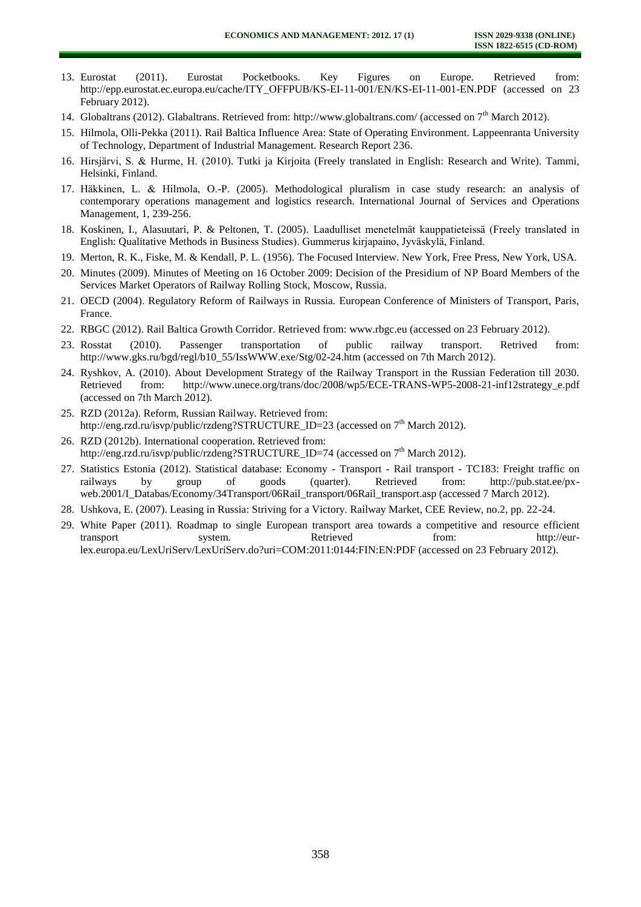13. Eurostat (2011). Eurostat Pocketbooks. Key Figures on Europe. Retrieved from: http://epp.eurostat.ec.europa.eu/cache/ITY_OFFPUB/KS-EI-11-001/EN/KS-EI-11-001-EN.PDF (accessed on 23 February 2012).
14. Globaltrans (2012). Glabaltrans. Retrieved from: http://www.globaltrans.com/ (accessed on 7th March 2012).
15. Hilmola, Olli-Pekka (2011). Rail Baltica Influence Area: State of Operating Environment. Lappeenranta University of Technology, Department of Industrial Management. Research Report 236.
16. Hirsjärvi, S. & Hurme, H. (2010). Tutki ja Kirjoita (Freely translated in English: Research and Write). Tammi, Helsinki, Finland.
17. Häkkinen, L. & Hilmola, O.-P. (2005). Methodological pluralism in case study research: an analysis of contemporary operations management and logistics research. International Journal of Services and Operations Management, 1, 239-256.
18. Koskinen, I., Alasuutari, P. & Peltonen, T. (2005). Laadulliset menetelmät kauppatieteissä (Freely translated in English: Qualitative Methods in Business Studies). Gummerus kirjapaino, Jyväskylä, Finland.
19. Merton, R. K., Fiske, M. & Kendall, P. L. (1956). The Focused Interview. New York, Free Press, New York, USA.
20. Minutes (2009). Minutes of Meeting on 16 October 2009: Decision of the Presidium of NP Board Members of the Services Market Operators of Railway Rolling Stock, Moscow, Russia.
21. OECD (2004). Regulatory Reform of Railways in Russia. European Conference of Ministers of Transport, Paris, France.
22. RBGC (2012). Rail Baltica Growth Corridor. Retrieved from: www.rbgc.eu (accessed on 23 February 2012).
23. Rosstat (2010). Passenger transportation of public railway transport. Retrived from: http://www.gks.ru/bgd/regl/b10_55/IssWWW.exe/Stg/02-24.htm (accessed on 7th March 2012).
24. Ryshkov, A. (2010). About Development Strategy of the Railway Transport in the Russian Federation till 2030. Retrieved from: http://www.unece.org/trans/doc/2008/wp5/ECE-TRANS-WP5-2008-21-inf12strategy_e.pdf (accessed on 7th March 2012).
25. RZD (2012a). Reform, Russian Railway. Retrieved from: http://eng.rzd.ru/isvp/public/rzdeng?STRUCTURE_ID=23 (accessed on 7th March 2012).
26. RZD (2012b). International cooperation. Retrieved from: http://eng.rzd.ru/isvp/public/rzdeng?STRUCTURE_ID=74 (accessed on 7th March 2012).
27. Statistics Estonia (2012). Statistical database: Economy - Transport - Rail transport - TC183: Freight traffic on railways by group of goods (quarter). Retrieved from: http://pub.stat.ee/px-web.2001/I_Databas/Economy/34Transport/06Rail_transport/06Rail_transport.asp (accessed 7 March 2012).
28. Ushkova, E. (2007). Leasing in Russia: Striving for a Victory. Railway Market, CEE Review, no.2, pp. 22-24.
29. White Paper (2011). Roadmap to single European transport area towards a competitive and resource efficient transport system. Retrieved from: http://eur-lex.europa.eu/LexUriServ/LexUriServ.do?uri=COM:2011:0144:FIN:EN:PDF (accessed on 23 February 2012).